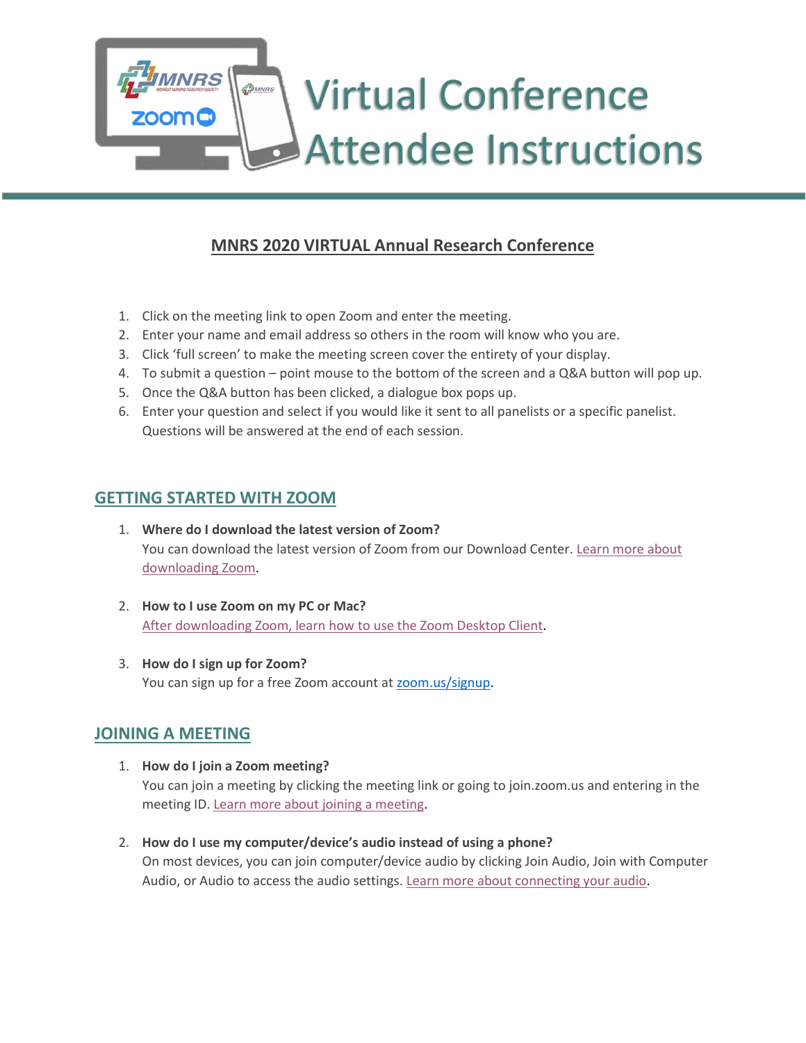# Virtual Conference Attendee Instructions

## MNRS 2020 VIRTUAL Annual Research Conference

1. Click on the meeting link to open Zoom and enter the meeting.
2. Enter your name and email address so others in the room will know who you are.
3. Click 'full screen' to make the meeting screen cover the entirety of your display.
4. To submit a question – point mouse to the bottom of the screen and a Q&A button will pop up.
5. Once the Q&A button has been clicked, a dialogue box pops up.
6. Enter your question and select if you would like it sent to all panelists or a specific panelist. Questions will be answered at the end of each session.

## GETTING STARTED WITH ZOOM

1. **Where do I download the latest version of Zoom?**
   You can download the latest version of Zoom from our Download Center. Learn more about downloading Zoom.

2. **How to I use Zoom on my PC or Mac?**
   After downloading Zoom, learn how to use the Zoom Desktop Client.

3. **How do I sign up for Zoom?**
   You can sign up for a free Zoom account at zoom.us/signup.

## JOINING A MEETING

1. **How do I join a Zoom meeting?**
   You can join a meeting by clicking the meeting link or going to join.zoom.us and entering in the meeting ID. Learn more about joining a meeting.

2. **How do I use my computer/device's audio instead of using a phone?**
   On most devices, you can join computer/device audio by clicking Join Audio, Join with Computer Audio, or Audio to access the audio settings. Learn more about connecting your audio.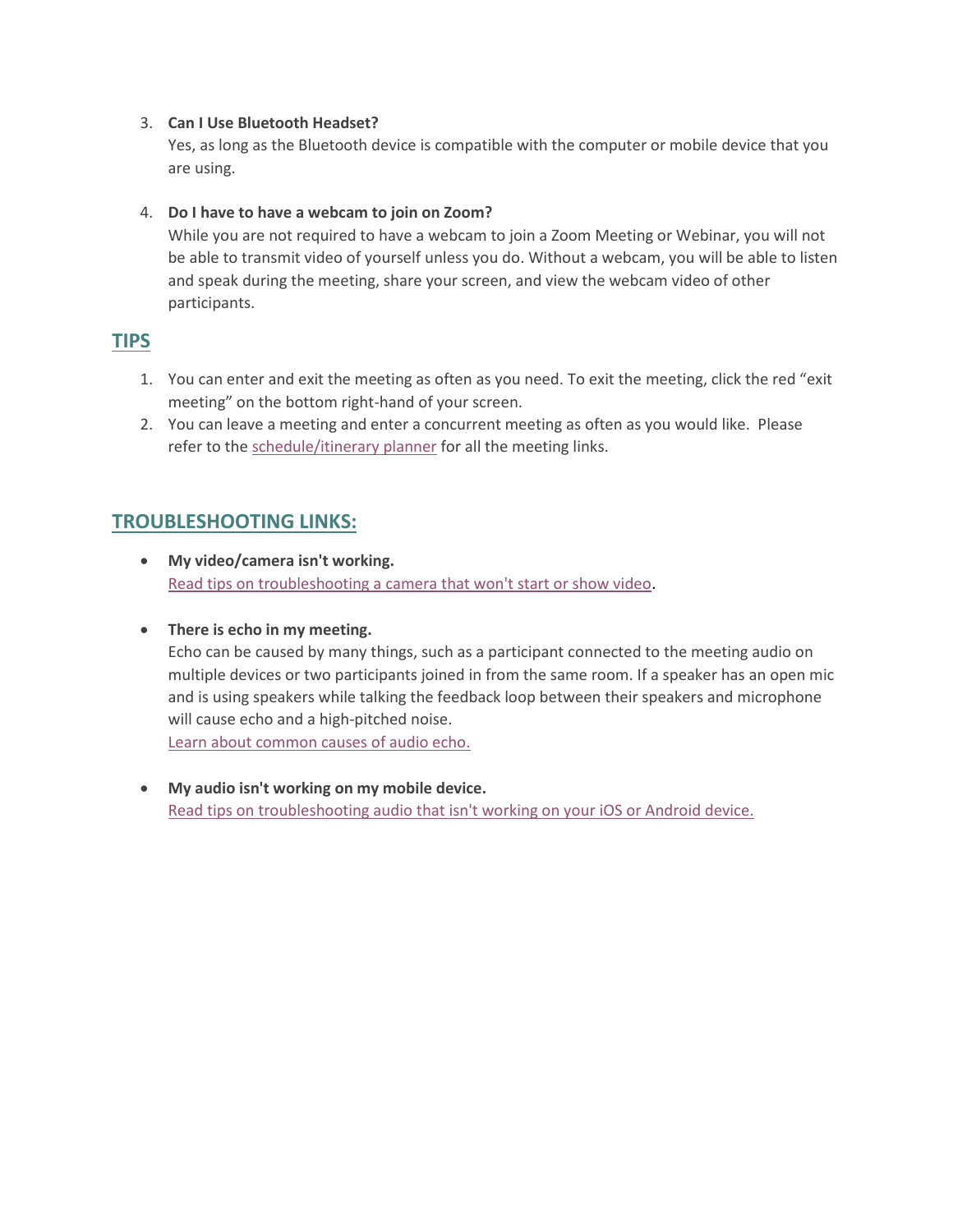3. **Can I Use Bluetooth Headset?**
   Yes, as long as the Bluetooth device is compatible with the computer or mobile device that you are using.

4. **Do I have to have a webcam to join on Zoom?**
   While you are not required to have a webcam to join a Zoom Meeting or Webinar, you will not be able to transmit video of yourself unless you do. Without a webcam, you will be able to listen and speak during the meeting, share your screen, and view the webcam video of other participants.

## TIPS

1. You can enter and exit the meeting as often as you need. To exit the meeting, click the red "exit meeting" on the bottom right-hand of your screen.
2. You can leave a meeting and enter a concurrent meeting as often as you would like. Please refer to the schedule/itinerary planner for all the meeting links.

## TROUBLESHOOTING LINKS:

- **My video/camera isn't working.**
  Read tips on troubleshooting a camera that won't start or show video.

- **There is echo in my meeting.**
  Echo can be caused by many things, such as a participant connected to the meeting audio on multiple devices or two participants joined in from the same room. If a speaker has an open mic and is using speakers while talking the feedback loop between their speakers and microphone will cause echo and a high-pitched noise.
  Learn about common causes of audio echo.

- **My audio isn't working on my mobile device.**
  Read tips on troubleshooting audio that isn't working on your iOS or Android device.